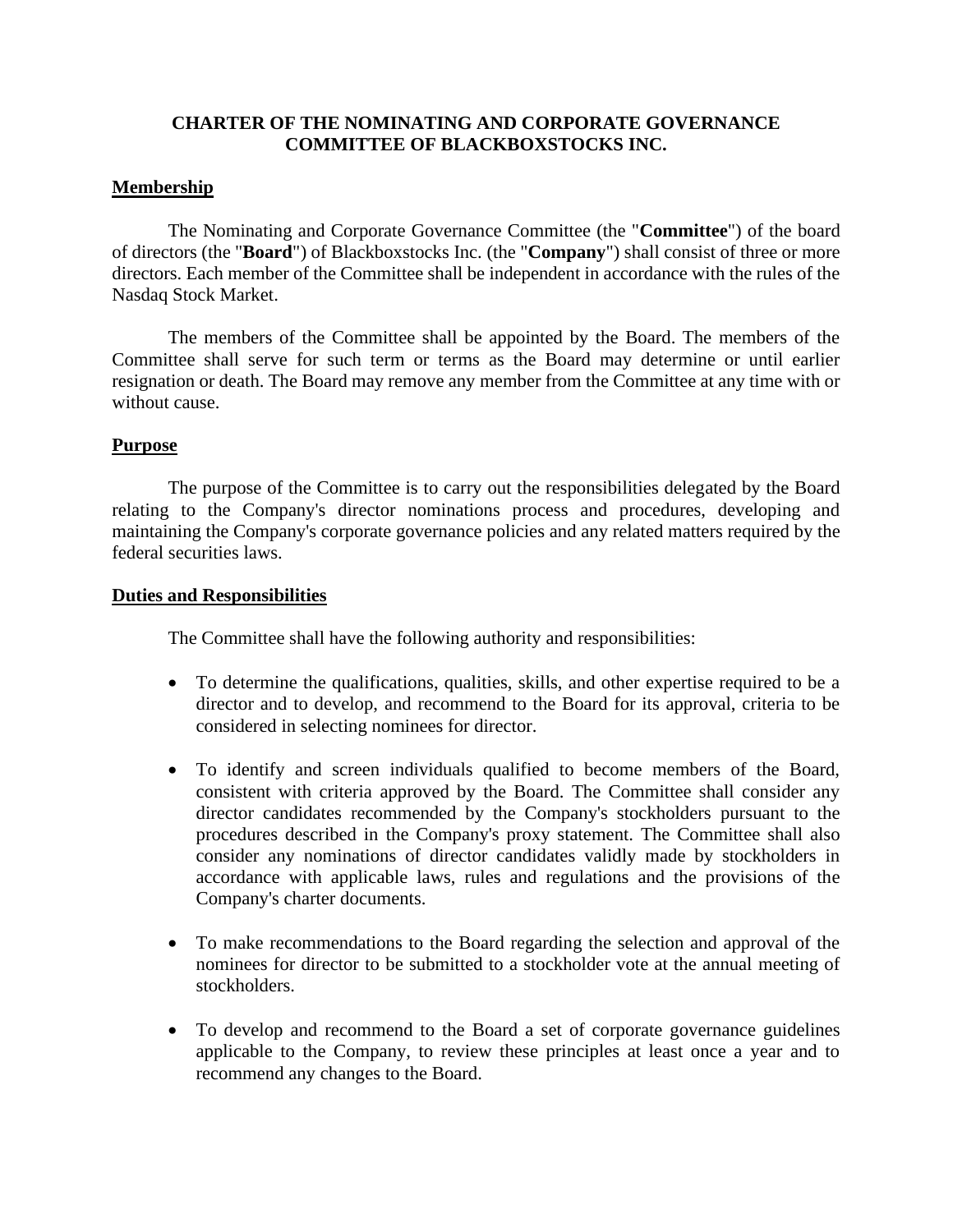# CHARTER OF THE NOMINATING AND CORPORATE GOVERNANCE COMMITTEE OF BLACKBOXSTOCKS INC.

## Membership

The Nominating and Corporate Governance Committee (the "**Committee**") of the board of directors (the "**Board**") of Blackboxstocks Inc. (the "**Company**") shall consist of three or more directors. Each member of the Committee shall be independent in accordance with the rules of the Nasdaq Stock Market.

The members of the Committee shall be appointed by the Board. The members of the Committee shall serve for such term or terms as the Board may determine or until earlier resignation or death. The Board may remove any member from the Committee at any time with or without cause.

## Purpose

The purpose of the Committee is to carry out the responsibilities delegated by the Board relating to the Company's director nominations process and procedures, developing and maintaining the Company's corporate governance policies and any related matters required by the federal securities laws.

## Duties and Responsibilities

The Committee shall have the following authority and responsibilities:

- To determine the qualifications, qualities, skills, and other expertise required to be a director and to develop, and recommend to the Board for its approval, criteria to be considered in selecting nominees for director.
- To identify and screen individuals qualified to become members of the Board, consistent with criteria approved by the Board. The Committee shall consider any director candidates recommended by the Company's stockholders pursuant to the procedures described in the Company's proxy statement. The Committee shall also consider any nominations of director candidates validly made by stockholders in accordance with applicable laws, rules and regulations and the provisions of the Company's charter documents.
- To make recommendations to the Board regarding the selection and approval of the nominees for director to be submitted to a stockholder vote at the annual meeting of stockholders.
- To develop and recommend to the Board a set of corporate governance guidelines applicable to the Company, to review these principles at least once a year and to recommend any changes to the Board.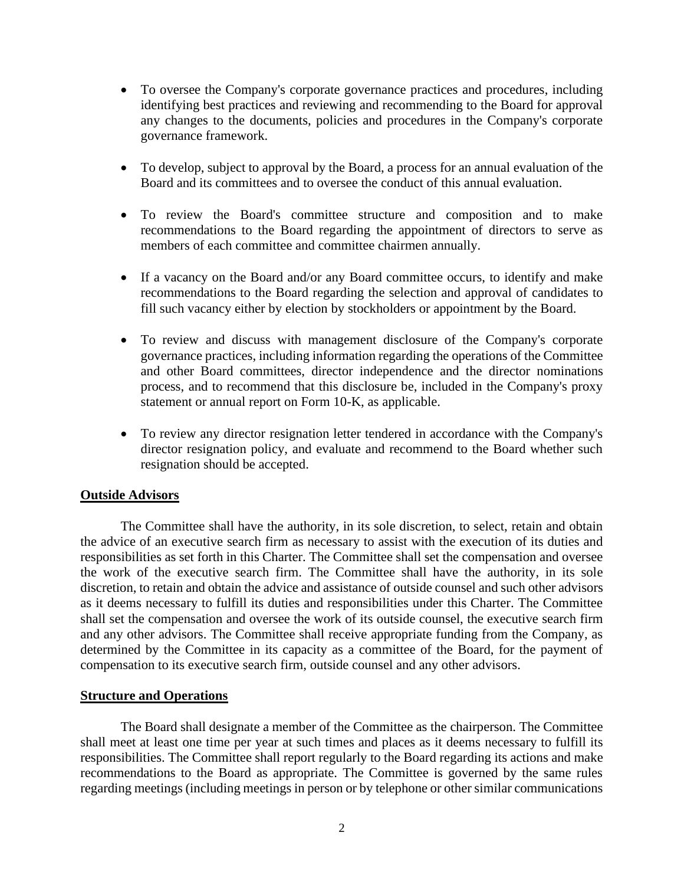- To oversee the Company's corporate governance practices and procedures, including identifying best practices and reviewing and recommending to the Board for approval any changes to the documents, policies and procedures in the Company's corporate governance framework.

- To develop, subject to approval by the Board, a process for an annual evaluation of the Board and its committees and to oversee the conduct of this annual evaluation.

- To review the Board's committee structure and composition and to make recommendations to the Board regarding the appointment of directors to serve as members of each committee and committee chairmen annually.

- If a vacancy on the Board and/or any Board committee occurs, to identify and make recommendations to the Board regarding the selection and approval of candidates to fill such vacancy either by election by stockholders or appointment by the Board.

- To review and discuss with management disclosure of the Company's corporate governance practices, including information regarding the operations of the Committee and other Board committees, director independence and the director nominations process, and to recommend that this disclosure be, included in the Company's proxy statement or annual report on Form 10-K, as applicable.

- To review any director resignation letter tendered in accordance with the Company's director resignation policy, and evaluate and recommend to the Board whether such resignation should be accepted.

**Outside Advisors**

The Committee shall have the authority, in its sole discretion, to select, retain and obtain the advice of an executive search firm as necessary to assist with the execution of its duties and responsibilities as set forth in this Charter. The Committee shall set the compensation and oversee the work of the executive search firm. The Committee shall have the authority, in its sole discretion, to retain and obtain the advice and assistance of outside counsel and such other advisors as it deems necessary to fulfill its duties and responsibilities under this Charter. The Committee shall set the compensation and oversee the work of its outside counsel, the executive search firm and any other advisors. The Committee shall receive appropriate funding from the Company, as determined by the Committee in its capacity as a committee of the Board, for the payment of compensation to its executive search firm, outside counsel and any other advisors.

**Structure and Operations**

The Board shall designate a member of the Committee as the chairperson. The Committee shall meet at least one time per year at such times and places as it deems necessary to fulfill its responsibilities. The Committee shall report regularly to the Board regarding its actions and make recommendations to the Board as appropriate. The Committee is governed by the same rules regarding meetings (including meetings in person or by telephone or other similar communications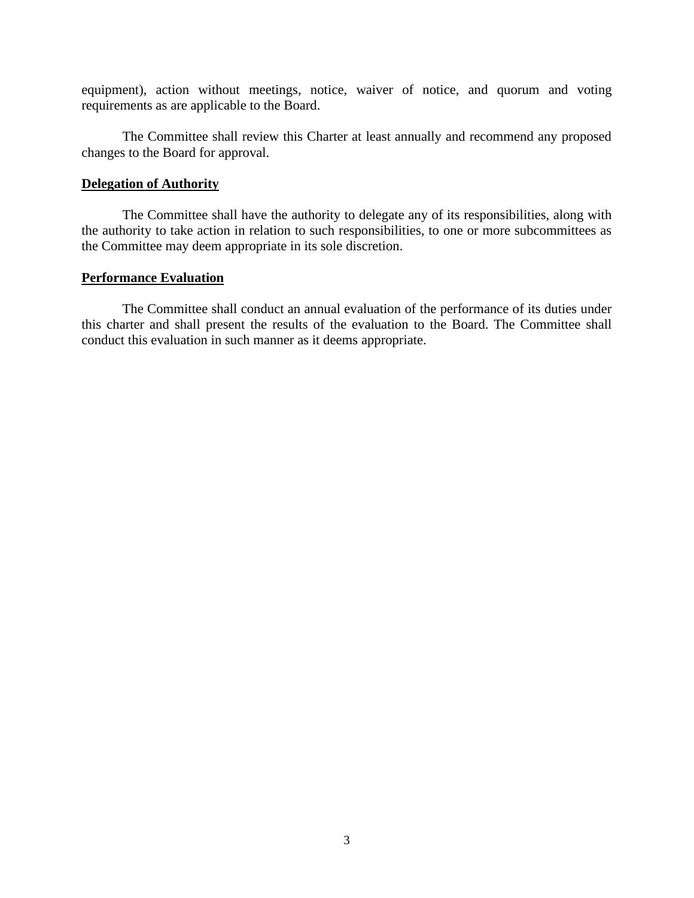equipment), action without meetings, notice, waiver of notice, and quorum and voting requirements as are applicable to the Board.

The Committee shall review this Charter at least annually and recommend any proposed changes to the Board for approval.

**Delegation of Authority**

The Committee shall have the authority to delegate any of its responsibilities, along with the authority to take action in relation to such responsibilities, to one or more subcommittees as the Committee may deem appropriate in its sole discretion.

**Performance Evaluation**

The Committee shall conduct an annual evaluation of the performance of its duties under this charter and shall present the results of the evaluation to the Board. The Committee shall conduct this evaluation in such manner as it deems appropriate.